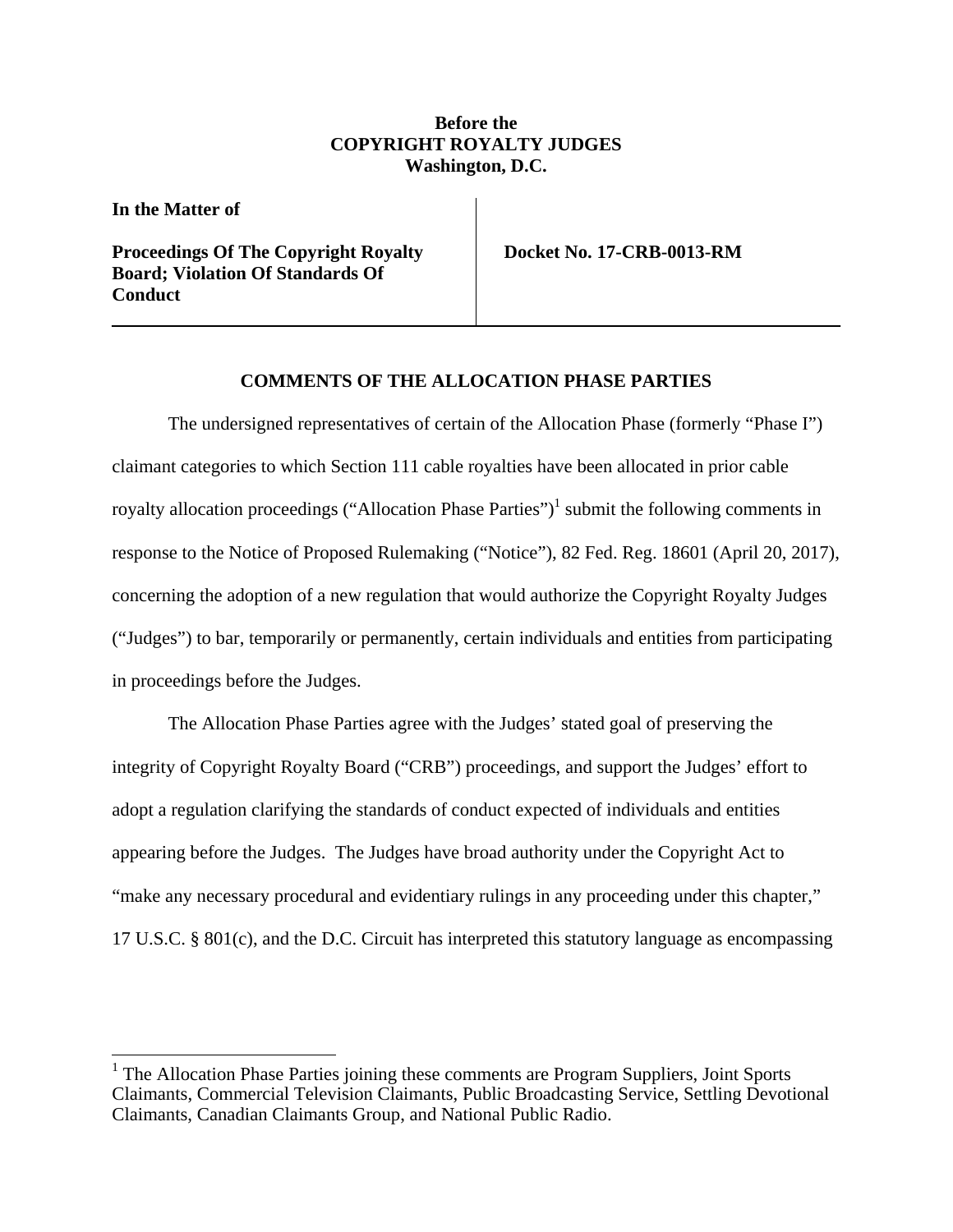**Before the**
**COPYRIGHT ROYALTY JUDGES**
**Washington, D.C.**

| **In the Matter of** | |
|---|---|
| **Proceedings Of The Copyright Royalty Board; Violation Of Standards Of Conduct** | **Docket No. 17-CRB-0013-RM** |

## COMMENTS OF THE ALLOCATION PHASE PARTIES

The undersigned representatives of certain of the Allocation Phase (formerly "Phase I") claimant categories to which Section 111 cable royalties have been allocated in prior cable royalty allocation proceedings ("Allocation Phase Parties")[1] submit the following comments in response to the Notice of Proposed Rulemaking ("Notice"), 82 Fed. Reg. 18601 (April 20, 2017), concerning the adoption of a new regulation that would authorize the Copyright Royalty Judges ("Judges") to bar, temporarily or permanently, certain individuals and entities from participating in proceedings before the Judges.

The Allocation Phase Parties agree with the Judges' stated goal of preserving the integrity of Copyright Royalty Board ("CRB") proceedings, and support the Judges' effort to adopt a regulation clarifying the standards of conduct expected of individuals and entities appearing before the Judges. The Judges have broad authority under the Copyright Act to "make any necessary procedural and evidentiary rulings in any proceeding under this chapter," 17 U.S.C. § 801(c), and the D.C. Circuit has interpreted this statutory language as encompassing

---

[1] The Allocation Phase Parties joining these comments are Program Suppliers, Joint Sports Claimants, Commercial Television Claimants, Public Broadcasting Service, Settling Devotional Claimants, Canadian Claimants Group, and National Public Radio.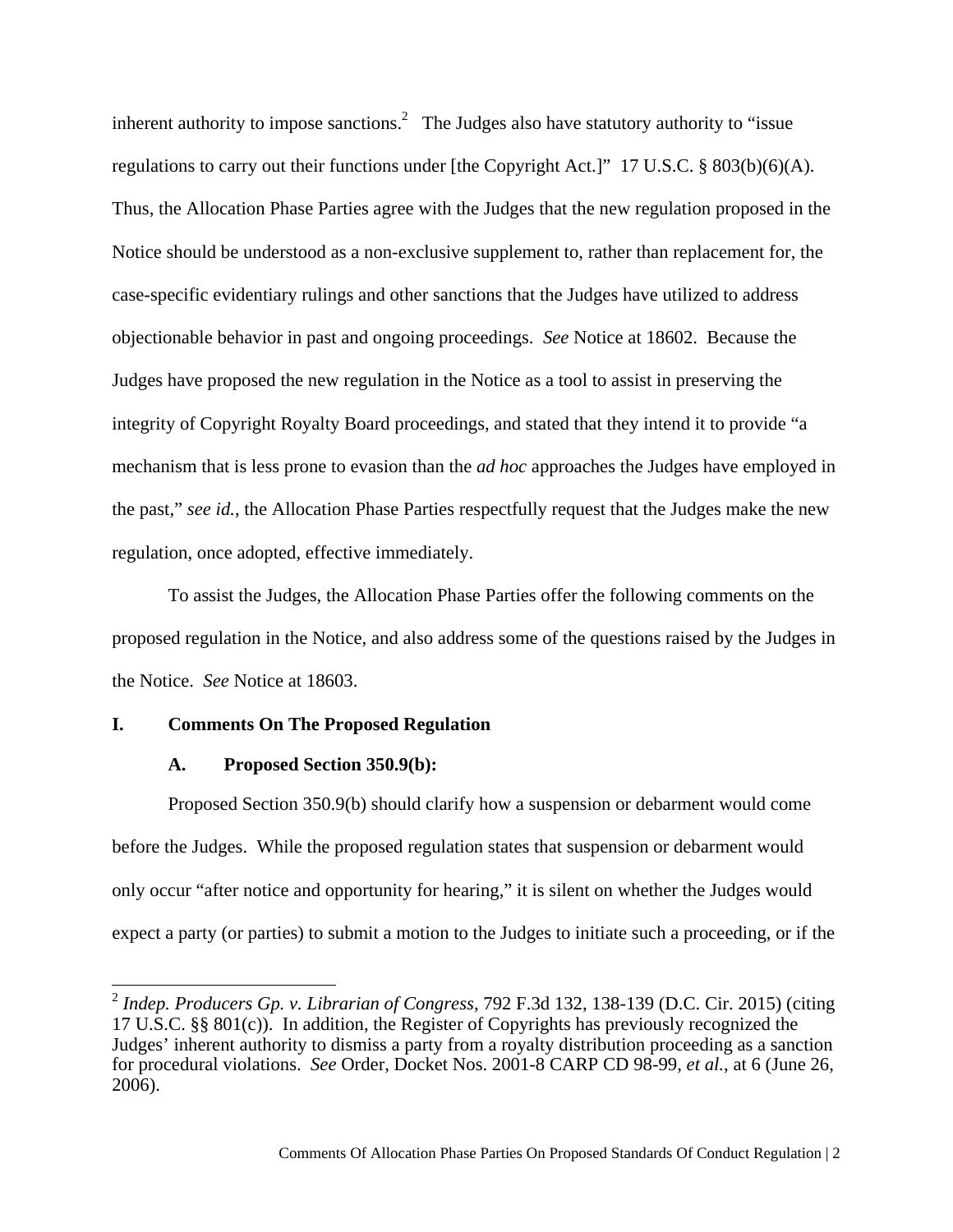inherent authority to impose sanctions.[2] The Judges also have statutory authority to "issue regulations to carry out their functions under [the Copyright Act.]" 17 U.S.C. § 803(b)(6)(A). Thus, the Allocation Phase Parties agree with the Judges that the new regulation proposed in the Notice should be understood as a non-exclusive supplement to, rather than replacement for, the case-specific evidentiary rulings and other sanctions that the Judges have utilized to address objectionable behavior in past and ongoing proceedings. *See* Notice at 18602. Because the Judges have proposed the new regulation in the Notice as a tool to assist in preserving the integrity of Copyright Royalty Board proceedings, and stated that they intend it to provide "a mechanism that is less prone to evasion than the *ad hoc* approaches the Judges have employed in the past," *see id.*, the Allocation Phase Parties respectfully request that the Judges make the new regulation, once adopted, effective immediately.

To assist the Judges, the Allocation Phase Parties offer the following comments on the proposed regulation in the Notice, and also address some of the questions raised by the Judges in the Notice. *See* Notice at 18603.

## I. Comments On The Proposed Regulation

### A. Proposed Section 350.9(b):

Proposed Section 350.9(b) should clarify how a suspension or debarment would come before the Judges. While the proposed regulation states that suspension or debarment would only occur "after notice and opportunity for hearing," it is silent on whether the Judges would expect a party (or parties) to submit a motion to the Judges to initiate such a proceeding, or if the

---

[2] *Indep. Producers Gp. v. Librarian of Congress*, 792 F.3d 132, 138-139 (D.C. Cir. 2015) (citing 17 U.S.C. §§ 801(c)). In addition, the Register of Copyrights has previously recognized the Judges' inherent authority to dismiss a party from a royalty distribution proceeding as a sanction for procedural violations. *See* Order, Docket Nos. 2001-8 CARP CD 98-99, *et al.*, at 6 (June 26, 2006).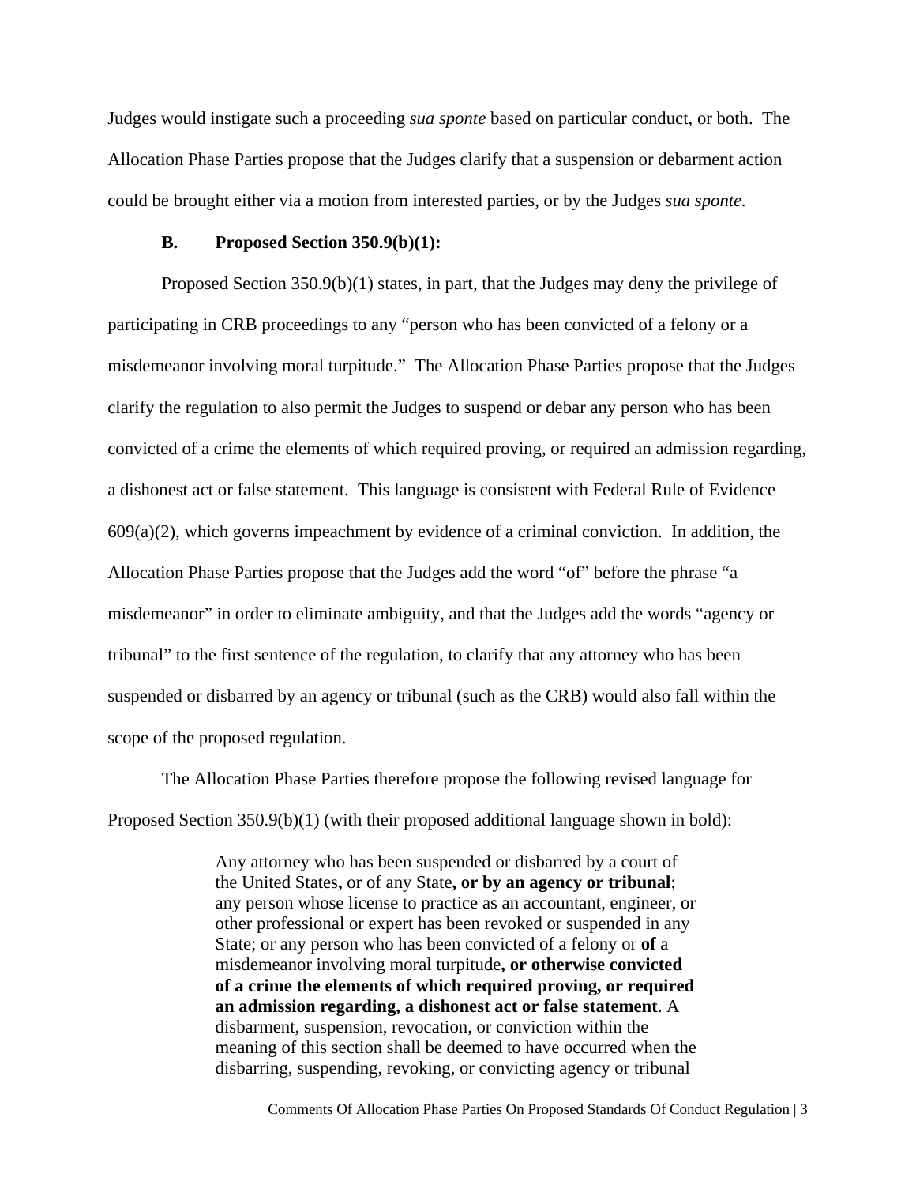Judges would instigate such a proceeding *sua sponte* based on particular conduct, or both. The Allocation Phase Parties propose that the Judges clarify that a suspension or debarment action could be brought either via a motion from interested parties, or by the Judges *sua sponte.*

### B. Proposed Section 350.9(b)(1):

Proposed Section 350.9(b)(1) states, in part, that the Judges may deny the privilege of participating in CRB proceedings to any "person who has been convicted of a felony or a misdemeanor involving moral turpitude." The Allocation Phase Parties propose that the Judges clarify the regulation to also permit the Judges to suspend or debar any person who has been convicted of a crime the elements of which required proving, or required an admission regarding, a dishonest act or false statement. This language is consistent with Federal Rule of Evidence 609(a)(2), which governs impeachment by evidence of a criminal conviction. In addition, the Allocation Phase Parties propose that the Judges add the word "of" before the phrase "a misdemeanor" in order to eliminate ambiguity, and that the Judges add the words "agency or tribunal" to the first sentence of the regulation, to clarify that any attorney who has been suspended or disbarred by an agency or tribunal (such as the CRB) would also fall within the scope of the proposed regulation.

The Allocation Phase Parties therefore propose the following revised language for Proposed Section 350.9(b)(1) (with their proposed additional language shown in bold):

> Any attorney who has been suspended or disbarred by a court of the United States**,** or of any State**, or by an agency or tribunal**; any person whose license to practice as an accountant, engineer, or other professional or expert has been revoked or suspended in any State; or any person who has been convicted of a felony or **of** a misdemeanor involving moral turpitude**, or otherwise convicted of a crime the elements of which required proving, or required an admission regarding, a dishonest act or false statement**. A disbarment, suspension, revocation, or conviction within the meaning of this section shall be deemed to have occurred when the disbarring, suspending, revoking, or convicting agency or tribunal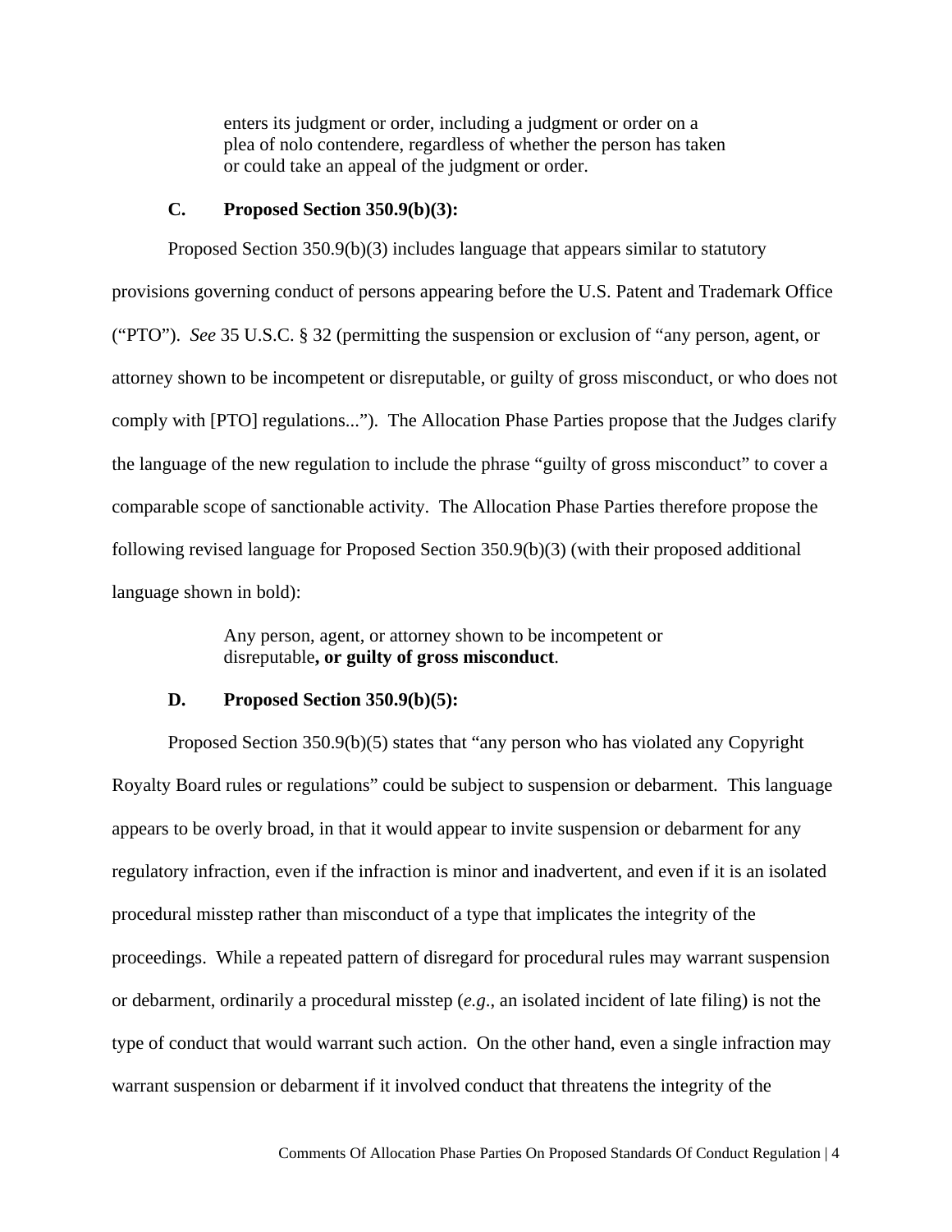> enters its judgment or order, including a judgment or order on a plea of nolo contendere, regardless of whether the person has taken or could take an appeal of the judgment or order.

### C. Proposed Section 350.9(b)(3):

Proposed Section 350.9(b)(3) includes language that appears similar to statutory provisions governing conduct of persons appearing before the U.S. Patent and Trademark Office ("PTO"). *See* 35 U.S.C. § 32 (permitting the suspension or exclusion of "any person, agent, or attorney shown to be incompetent or disreputable, or guilty of gross misconduct, or who does not comply with [PTO] regulations..."). The Allocation Phase Parties propose that the Judges clarify the language of the new regulation to include the phrase "guilty of gross misconduct" to cover a comparable scope of sanctionable activity. The Allocation Phase Parties therefore propose the following revised language for Proposed Section 350.9(b)(3) (with their proposed additional language shown in bold):

> Any person, agent, or attorney shown to be incompetent or disreputable**, or guilty of gross misconduct**.

### D. Proposed Section 350.9(b)(5):

Proposed Section 350.9(b)(5) states that "any person who has violated any Copyright Royalty Board rules or regulations" could be subject to suspension or debarment. This language appears to be overly broad, in that it would appear to invite suspension or debarment for any regulatory infraction, even if the infraction is minor and inadvertent, and even if it is an isolated procedural misstep rather than misconduct of a type that implicates the integrity of the proceedings. While a repeated pattern of disregard for procedural rules may warrant suspension or debarment, ordinarily a procedural misstep (*e.g.*, an isolated incident of late filing) is not the type of conduct that would warrant such action. On the other hand, even a single infraction may warrant suspension or debarment if it involved conduct that threatens the integrity of the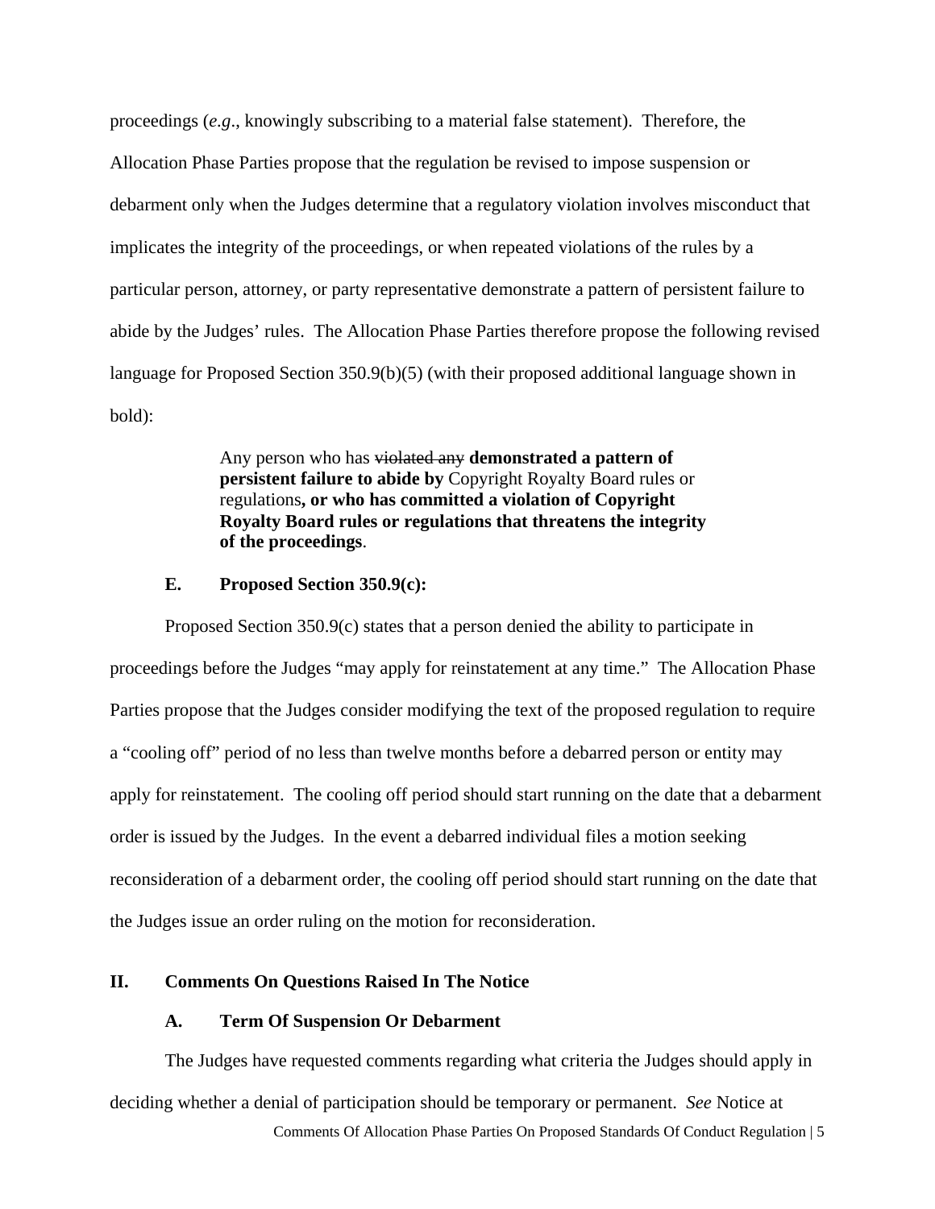proceedings (*e.g*., knowingly subscribing to a material false statement). Therefore, the Allocation Phase Parties propose that the regulation be revised to impose suspension or debarment only when the Judges determine that a regulatory violation involves misconduct that implicates the integrity of the proceedings, or when repeated violations of the rules by a particular person, attorney, or party representative demonstrate a pattern of persistent failure to abide by the Judges' rules. The Allocation Phase Parties therefore propose the following revised language for Proposed Section 350.9(b)(5) (with their proposed additional language shown in bold):

> Any person who has ~~violated any~~ **demonstrated a pattern of persistent failure to abide by** Copyright Royalty Board rules or regulations**, or who has committed a violation of Copyright Royalty Board rules or regulations that threatens the integrity of the proceedings**.

### E. Proposed Section 350.9(c):

Proposed Section 350.9(c) states that a person denied the ability to participate in proceedings before the Judges "may apply for reinstatement at any time." The Allocation Phase Parties propose that the Judges consider modifying the text of the proposed regulation to require a "cooling off" period of no less than twelve months before a debarred person or entity may apply for reinstatement. The cooling off period should start running on the date that a debarment order is issued by the Judges. In the event a debarred individual files a motion seeking reconsideration of a debarment order, the cooling off period should start running on the date that the Judges issue an order ruling on the motion for reconsideration.

## II. Comments On Questions Raised In The Notice

### A. Term Of Suspension Or Debarment

The Judges have requested comments regarding what criteria the Judges should apply in deciding whether a denial of participation should be temporary or permanent. *See* Notice at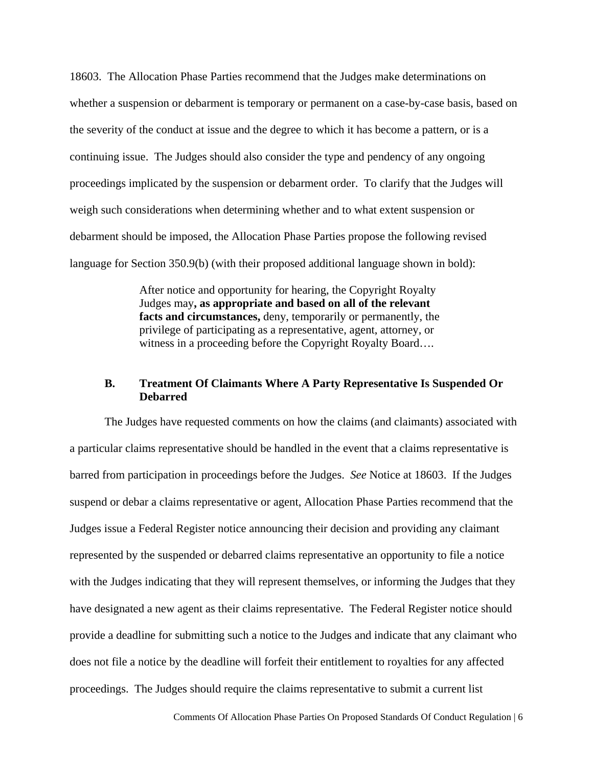18603. The Allocation Phase Parties recommend that the Judges make determinations on whether a suspension or debarment is temporary or permanent on a case-by-case basis, based on the severity of the conduct at issue and the degree to which it has become a pattern, or is a continuing issue. The Judges should also consider the type and pendency of any ongoing proceedings implicated by the suspension or debarment order. To clarify that the Judges will weigh such considerations when determining whether and to what extent suspension or debarment should be imposed, the Allocation Phase Parties propose the following revised language for Section 350.9(b) (with their proposed additional language shown in bold):

> After notice and opportunity for hearing, the Copyright Royalty Judges may**, as appropriate and based on all of the relevant facts and circumstances,** deny, temporarily or permanently, the privilege of participating as a representative, agent, attorney, or witness in a proceeding before the Copyright Royalty Board….

### B. Treatment Of Claimants Where A Party Representative Is Suspended Or Debarred

The Judges have requested comments on how the claims (and claimants) associated with a particular claims representative should be handled in the event that a claims representative is barred from participation in proceedings before the Judges. *See* Notice at 18603. If the Judges suspend or debar a claims representative or agent, Allocation Phase Parties recommend that the Judges issue a Federal Register notice announcing their decision and providing any claimant represented by the suspended or debarred claims representative an opportunity to file a notice with the Judges indicating that they will represent themselves, or informing the Judges that they have designated a new agent as their claims representative. The Federal Register notice should provide a deadline for submitting such a notice to the Judges and indicate that any claimant who does not file a notice by the deadline will forfeit their entitlement to royalties for any affected proceedings. The Judges should require the claims representative to submit a current list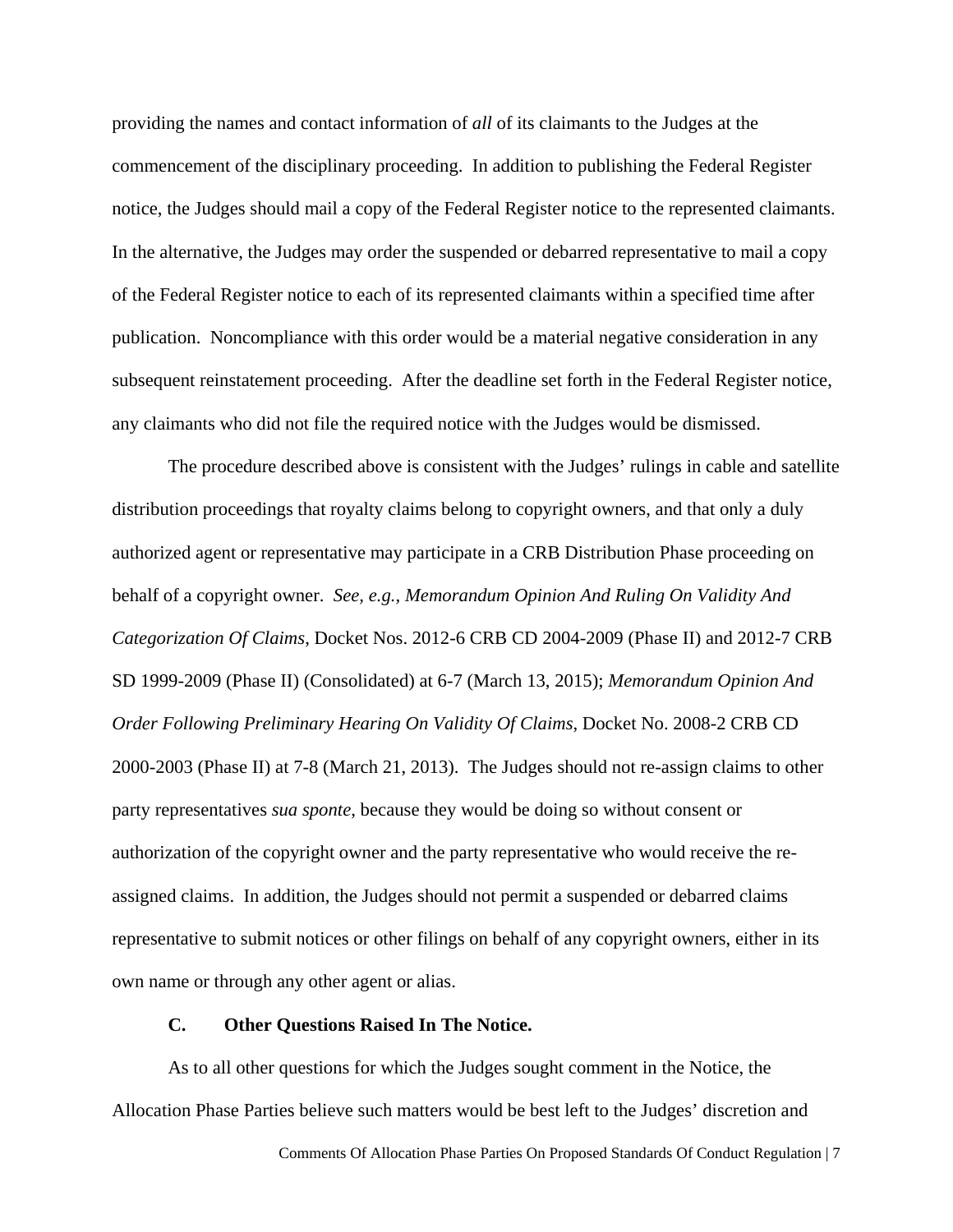providing the names and contact information of *all* of its claimants to the Judges at the commencement of the disciplinary proceeding. In addition to publishing the Federal Register notice, the Judges should mail a copy of the Federal Register notice to the represented claimants. In the alternative, the Judges may order the suspended or debarred representative to mail a copy of the Federal Register notice to each of its represented claimants within a specified time after publication. Noncompliance with this order would be a material negative consideration in any subsequent reinstatement proceeding. After the deadline set forth in the Federal Register notice, any claimants who did not file the required notice with the Judges would be dismissed.

The procedure described above is consistent with the Judges' rulings in cable and satellite distribution proceedings that royalty claims belong to copyright owners, and that only a duly authorized agent or representative may participate in a CRB Distribution Phase proceeding on behalf of a copyright owner. *See, e.g., Memorandum Opinion And Ruling On Validity And Categorization Of Claims*, Docket Nos. 2012-6 CRB CD 2004-2009 (Phase II) and 2012-7 CRB SD 1999-2009 (Phase II) (Consolidated) at 6-7 (March 13, 2015); *Memorandum Opinion And Order Following Preliminary Hearing On Validity Of Claims*, Docket No. 2008-2 CRB CD 2000-2003 (Phase II) at 7-8 (March 21, 2013). The Judges should not re-assign claims to other party representatives *sua sponte*, because they would be doing so without consent or authorization of the copyright owner and the party representative who would receive the re-assigned claims. In addition, the Judges should not permit a suspended or debarred claims representative to submit notices or other filings on behalf of any copyright owners, either in its own name or through any other agent or alias.

### C. Other Questions Raised In The Notice.

As to all other questions for which the Judges sought comment in the Notice, the Allocation Phase Parties believe such matters would be best left to the Judges' discretion and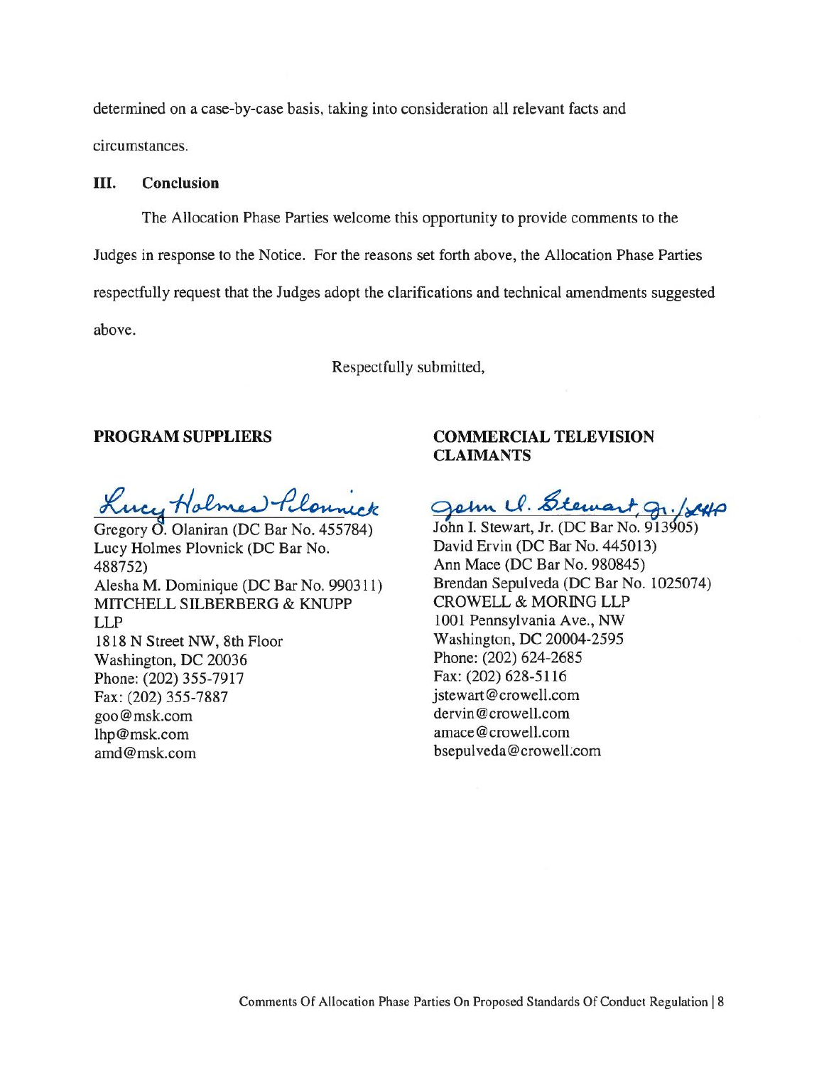determined on a case-by-case basis, taking into consideration all relevant facts and circumstances.

## III. Conclusion

The Allocation Phase Parties welcome this opportunity to provide comments to the Judges in response to the Notice. For the reasons set forth above, the Allocation Phase Parties respectfully request that the Judges adopt the clarifications and technical amendments suggested above.

Respectfully submitted,

**PROGRAM SUPPLIERS**

Lucy Holmes Plovnick

Gregory O. Olaniran (DC Bar No. 455784)
Lucy Holmes Plovnick (DC Bar No. 488752)
Alesha M. Dominique (DC Bar No. 990311)
MITCHELL SILBERBERG & KNUPP LLP
1818 N Street NW, 8th Floor
Washington, DC 20036
Phone: (202) 355-7917
Fax: (202) 355-7887
goo@msk.com
lhp@msk.com
amd@msk.com

**COMMERCIAL TELEVISION CLAIMANTS**

John I. Stewart, Jr. /

John I. Stewart, Jr. (DC Bar No. 913905)
David Ervin (DC Bar No. 445013)
Ann Mace (DC Bar No. 980845)
Brendan Sepulveda (DC Bar No. 1025074)
CROWELL & MORING LLP
1001 Pennsylvania Ave., NW
Washington, DC 20004-2595
Phone: (202) 624-2685
Fax: (202) 628-5116
jstewart@crowell.com
dervin@crowell.com
amace@crowell.com
bsepulveda@crowell.com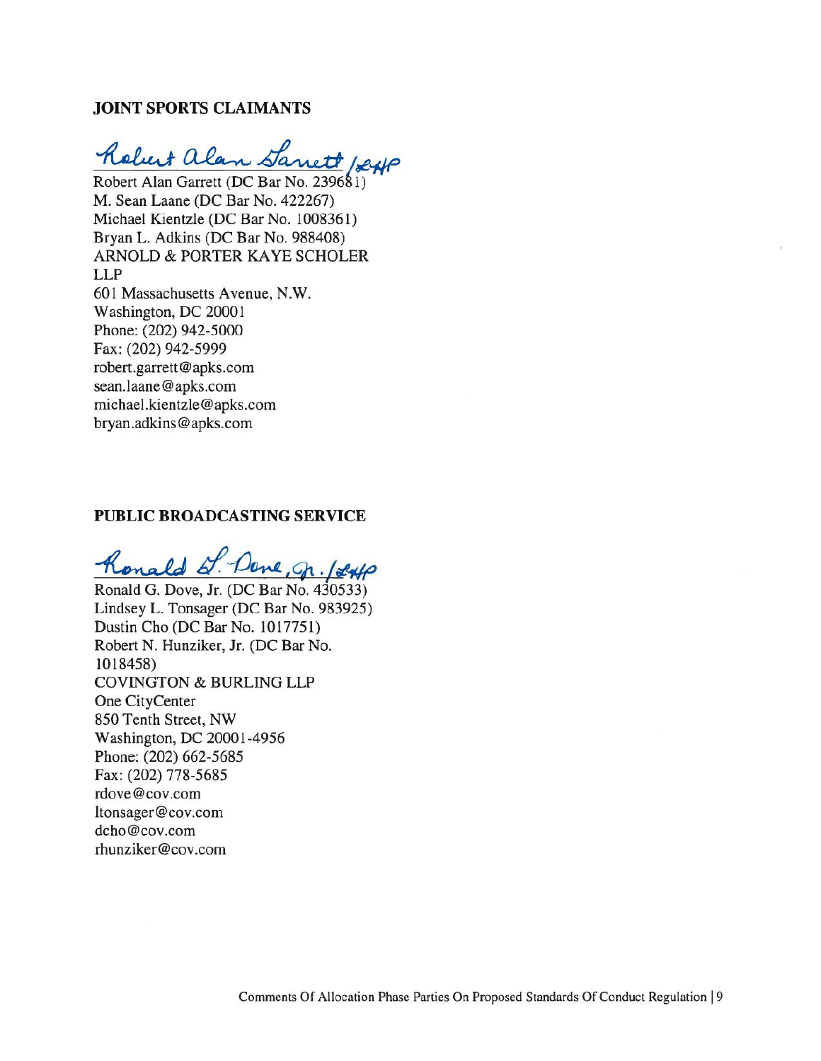**JOINT SPORTS CLAIMANTS**

Robert Alan Garrett /LHP

Robert Alan Garrett (DC Bar No. 239681)
M. Sean Laane (DC Bar No. 422267)
Michael Kientzle (DC Bar No. 1008361)
Bryan L. Adkins (DC Bar No. 988408)
ARNOLD & PORTER KAYE SCHOLER LLP
601 Massachusetts Avenue, N.W.
Washington, DC 20001
Phone: (202) 942-5000
Fax: (202) 942-5999
robert.garrett@apks.com
sean.laane@apks.com
michael.kientzle@apks.com
bryan.adkins@apks.com

**PUBLIC BROADCASTING SERVICE**

Ronald G. Dove, Jr. /LHP

Ronald G. Dove, Jr. (DC Bar No. 430533)
Lindsey L. Tonsager (DC Bar No. 983925)
Dustin Cho (DC Bar No. 1017751)
Robert N. Hunziker, Jr. (DC Bar No. 1018458)
COVINGTON & BURLING LLP
One CityCenter
850 Tenth Street, NW
Washington, DC 20001-4956
Phone: (202) 662-5685
Fax: (202) 778-5685
rdove@cov.com
ltonsager@cov.com
dcho@cov.com
rhunziker@cov.com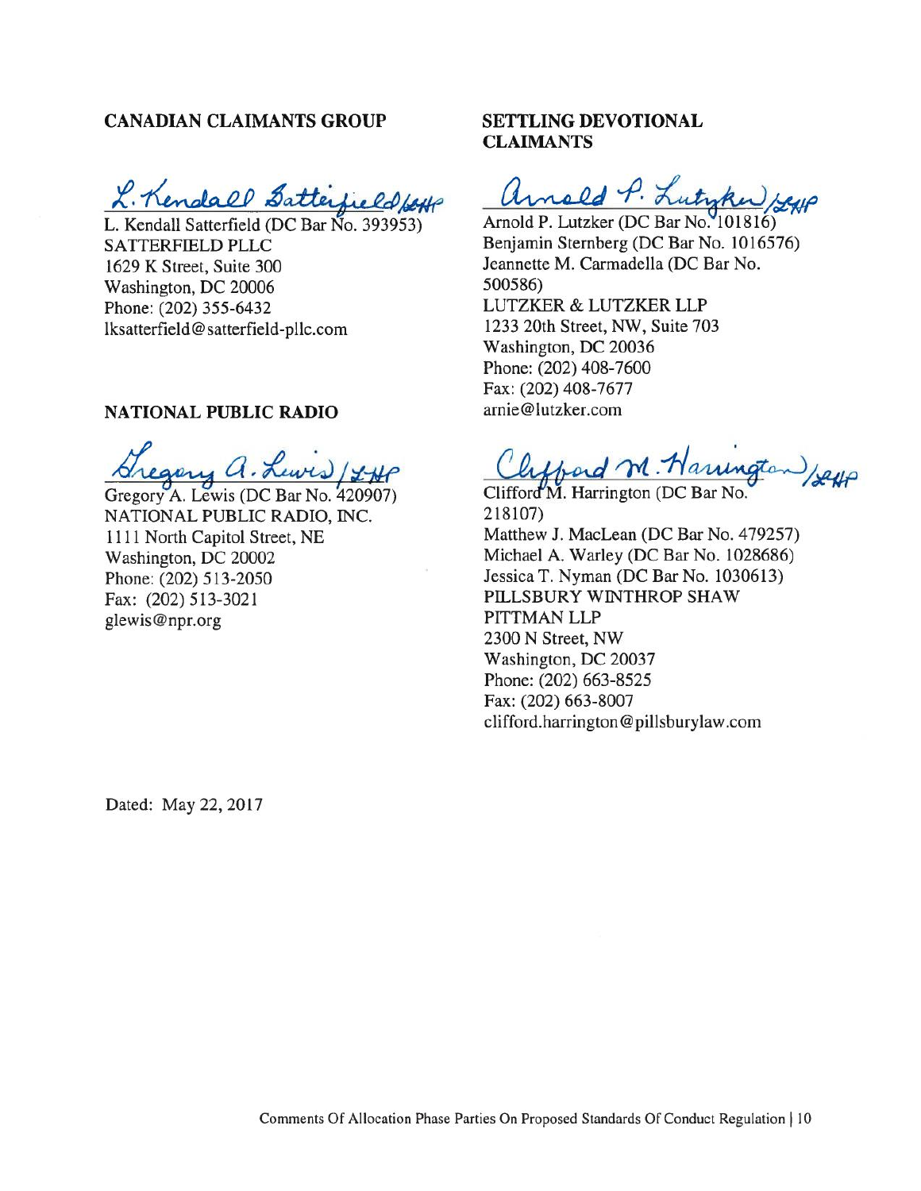**CANADIAN CLAIMANTS GROUP**

L. Kendall Satterfield/LHP

L. Kendall Satterfield (DC Bar No. 393953)
SATTERFIELD PLLC
1629 K Street, Suite 300
Washington, DC 20006
Phone: (202) 355-6432
lksatterfield@satterfield-pllc.com

**NATIONAL PUBLIC RADIO**

Gregory A. Lewis/LHP

Gregory A. Lewis (DC Bar No. 420907)
NATIONAL PUBLIC RADIO, INC.
1111 North Capitol Street, NE
Washington, DC 20002
Phone: (202) 513-2050
Fax: (202) 513-3021
glewis@npr.org

**SETTLING DEVOTIONAL CLAIMANTS**

Arnold P. Lutzker/LHP

Arnold P. Lutzker (DC Bar No. 101816)
Benjamin Sternberg (DC Bar No. 1016576)
Jeannette M. Carmadella (DC Bar No. 500586)
LUTZKER & LUTZKER LLP
1233 20th Street, NW, Suite 703
Washington, DC 20036
Phone: (202) 408-7600
Fax: (202) 408-7677
arnie@lutzker.com

Clifford M. Harrington/LHP

Clifford M. Harrington (DC Bar No. 218107)
Matthew J. MacLean (DC Bar No. 479257)
Michael A. Warley (DC Bar No. 1028686)
Jessica T. Nyman (DC Bar No. 1030613)
PILLSBURY WINTHROP SHAW PITTMAN LLP
2300 N Street, NW
Washington, DC 20037
Phone: (202) 663-8525
Fax: (202) 663-8007
clifford.harrington@pillsburylaw.com

Dated: May 22, 2017